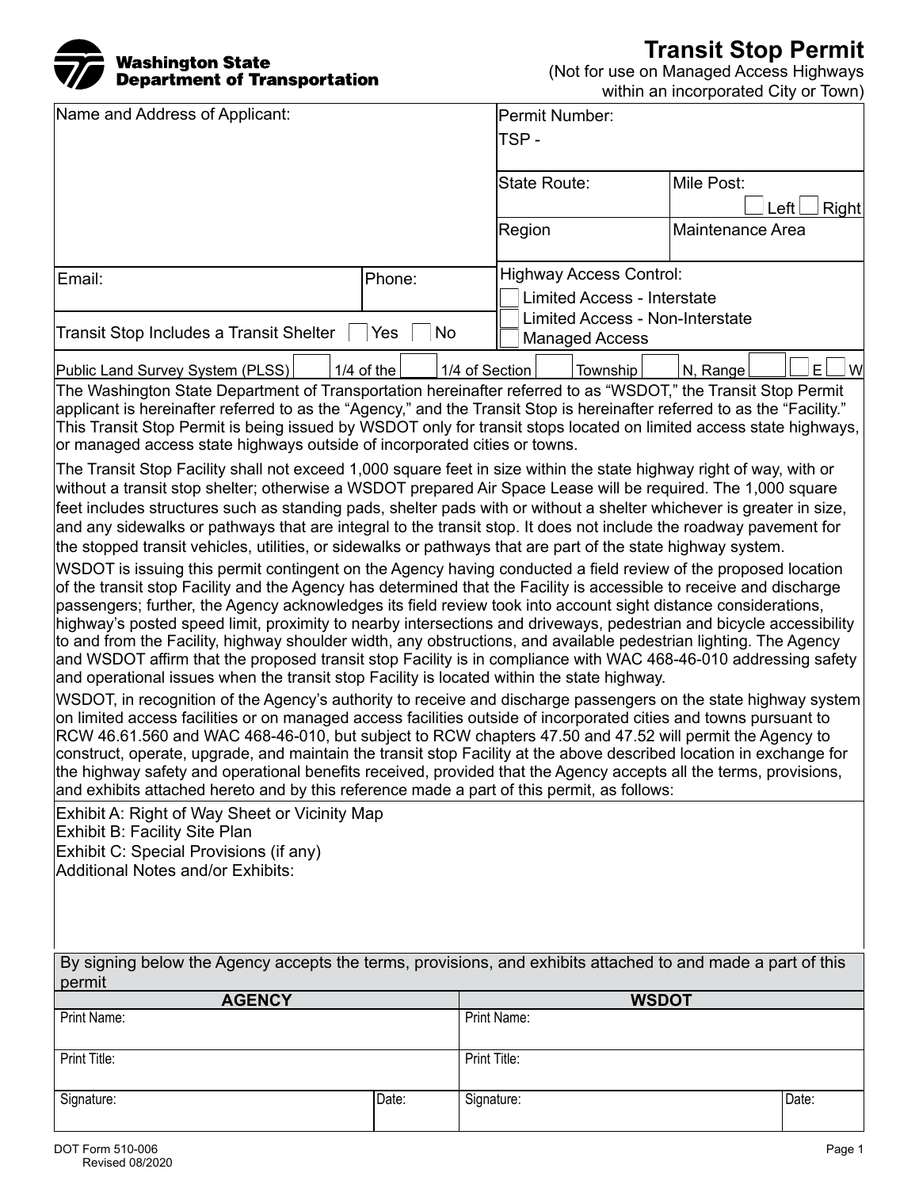Washington State Department of Transportation

# Transit Stop Permit

(Not for use on Managed Access Highways within an incorporated City or Town)

| Name and Address of Applicant: | | Permit Number: TSP - | |
|---|---|---|---|
| | | State Route: | Mile Post: ☐ Left ☐ Right |
| | | Region | Maintenance Area |
| Email: | Phone: | Highway Access Control: ☐ Limited Access - Interstate ☐ Limited Access - Non-Interstate ☐ Managed Access | |
| Transit Stop Includes a Transit Shelter ☐ Yes ☐ No | | | |

Public Land Survey System (PLSS) ____ 1/4 of the ____ 1/4 of Section ____ Township ____ N, Range ____ ☐ E ☐ W

The Washington State Department of Transportation hereinafter referred to as "WSDOT," the Transit Stop Permit applicant is hereinafter referred to as the "Agency," and the Transit Stop is hereinafter referred to as the "Facility." This Transit Stop Permit is being issued by WSDOT only for transit stops located on limited access state highways, or managed access state highways outside of incorporated cities or towns.

The Transit Stop Facility shall not exceed 1,000 square feet in size within the state highway right of way, with or without a transit stop shelter; otherwise a WSDOT prepared Air Space Lease will be required. The 1,000 square feet includes structures such as standing pads, shelter pads with or without a shelter whichever is greater in size, and any sidewalks or pathways that are integral to the transit stop. It does not include the roadway pavement for the stopped transit vehicles, utilities, or sidewalks or pathways that are part of the state highway system.

WSDOT is issuing this permit contingent on the Agency having conducted a field review of the proposed location of the transit stop Facility and the Agency has determined that the Facility is accessible to receive and discharge passengers; further, the Agency acknowledges its field review took into account sight distance considerations, highway's posted speed limit, proximity to nearby intersections and driveways, pedestrian and bicycle accessibility to and from the Facility, highway shoulder width, any obstructions, and available pedestrian lighting. The Agency and WSDOT affirm that the proposed transit stop Facility is in compliance with WAC 468-46-010 addressing safety and operational issues when the transit stop Facility is located within the state highway.

WSDOT, in recognition of the Agency's authority to receive and discharge passengers on the state highway system on limited access facilities or on managed access facilities outside of incorporated cities and towns pursuant to RCW 46.61.560 and WAC 468-46-010, but subject to RCW chapters 47.50 and 47.52 will permit the Agency to construct, operate, upgrade, and maintain the transit stop Facility at the above described location in exchange for the highway safety and operational benefits received, provided that the Agency accepts all the terms, provisions, and exhibits attached hereto and by this reference made a part of this permit, as follows:

Exhibit A: Right of Way Sheet or Vicinity Map
Exhibit B: Facility Site Plan
Exhibit C: Special Provisions (if any)
Additional Notes and/or Exhibits:

By signing below the Agency accepts the terms, provisions, and exhibits attached to and made a part of this permit

| AGENCY | | WSDOT | |
|---|---|---|---|
| Print Name: | | Print Name: | |
| Print Title: | | Print Title: | |
| Signature: | Date: | Signature: | Date: |

DOT Form 510-006
Revised 08/2020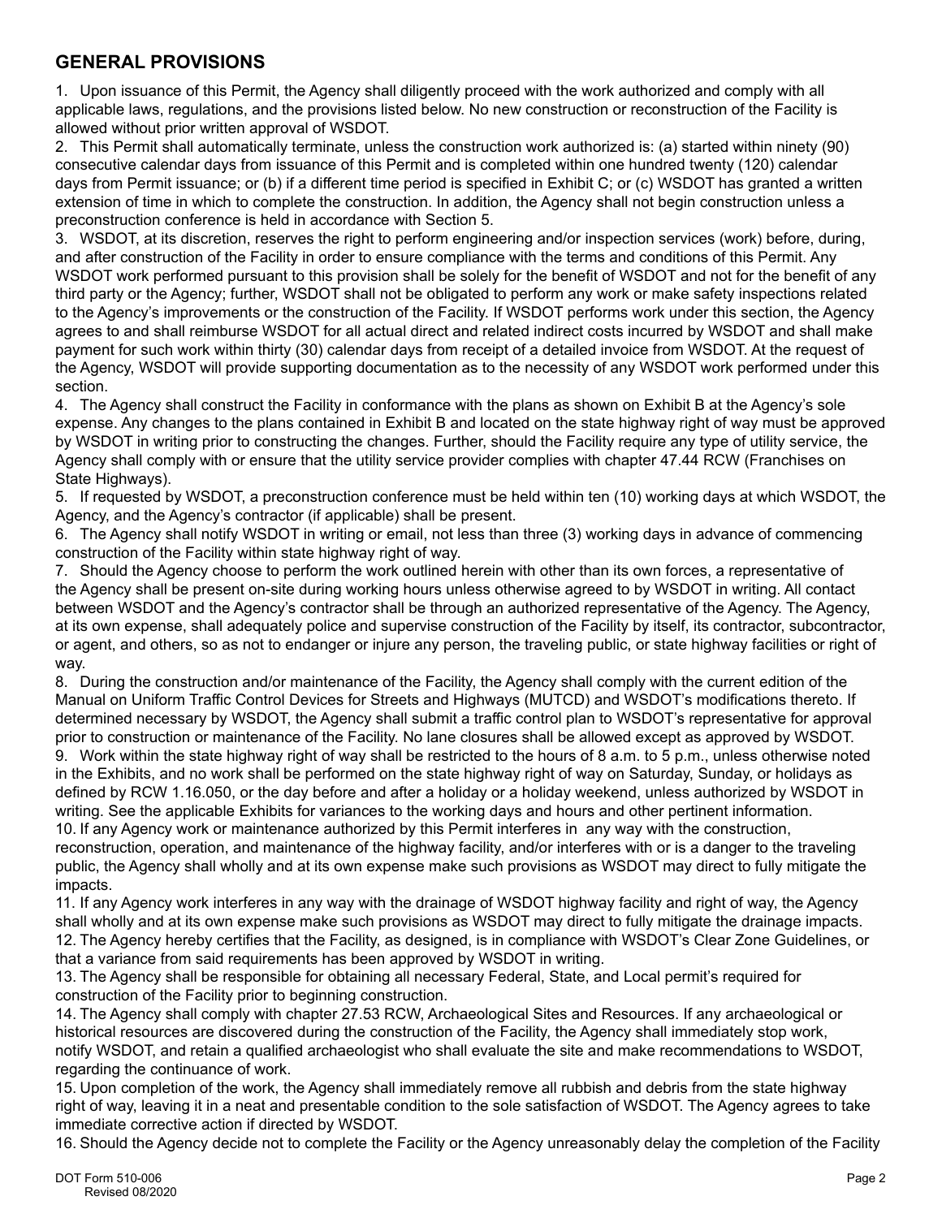## GENERAL PROVISIONS

1. Upon issuance of this Permit, the Agency shall diligently proceed with the work authorized and comply with all applicable laws, regulations, and the provisions listed below. No new construction or reconstruction of the Facility is allowed without prior written approval of WSDOT.
2. This Permit shall automatically terminate, unless the construction work authorized is: (a) started within ninety (90) consecutive calendar days from issuance of this Permit and is completed within one hundred twenty (120) calendar days from Permit issuance; or (b) if a different time period is specified in Exhibit C; or (c) WSDOT has granted a written extension of time in which to complete the construction. In addition, the Agency shall not begin construction unless a preconstruction conference is held in accordance with Section 5.
3. WSDOT, at its discretion, reserves the right to perform engineering and/or inspection services (work) before, during, and after construction of the Facility in order to ensure compliance with the terms and conditions of this Permit. Any WSDOT work performed pursuant to this provision shall be solely for the benefit of WSDOT and not for the benefit of any third party or the Agency; further, WSDOT shall not be obligated to perform any work or make safety inspections related to the Agency's improvements or the construction of the Facility. If WSDOT performs work under this section, the Agency agrees to and shall reimburse WSDOT for all actual direct and related indirect costs incurred by WSDOT and shall make payment for such work within thirty (30) calendar days from receipt of a detailed invoice from WSDOT. At the request of the Agency, WSDOT will provide supporting documentation as to the necessity of any WSDOT work performed under this section.
4. The Agency shall construct the Facility in conformance with the plans as shown on Exhibit B at the Agency's sole expense. Any changes to the plans contained in Exhibit B and located on the state highway right of way must be approved by WSDOT in writing prior to constructing the changes. Further, should the Facility require any type of utility service, the Agency shall comply with or ensure that the utility service provider complies with chapter 47.44 RCW (Franchises on State Highways).
5. If requested by WSDOT, a preconstruction conference must be held within ten (10) working days at which WSDOT, the Agency, and the Agency's contractor (if applicable) shall be present.
6. The Agency shall notify WSDOT in writing or email, not less than three (3) working days in advance of commencing construction of the Facility within state highway right of way.
7. Should the Agency choose to perform the work outlined herein with other than its own forces, a representative of the Agency shall be present on-site during working hours unless otherwise agreed to by WSDOT in writing. All contact between WSDOT and the Agency's contractor shall be through an authorized representative of the Agency. The Agency, at its own expense, shall adequately police and supervise construction of the Facility by itself, its contractor, subcontractor, or agent, and others, so as not to endanger or injure any person, the traveling public, or state highway facilities or right of way.
8. During the construction and/or maintenance of the Facility, the Agency shall comply with the current edition of the Manual on Uniform Traffic Control Devices for Streets and Highways (MUTCD) and WSDOT's modifications thereto. If determined necessary by WSDOT, the Agency shall submit a traffic control plan to WSDOT's representative for approval prior to construction or maintenance of the Facility. No lane closures shall be allowed except as approved by WSDOT.
9. Work within the state highway right of way shall be restricted to the hours of 8 a.m. to 5 p.m., unless otherwise noted in the Exhibits, and no work shall be performed on the state highway right of way on Saturday, Sunday, or holidays as defined by RCW 1.16.050, or the day before and after a holiday or a holiday weekend, unless authorized by WSDOT in writing. See the applicable Exhibits for variances to the working days and hours and other pertinent information.
10. If any Agency work or maintenance authorized by this Permit interferes in any way with the construction, reconstruction, operation, and maintenance of the highway facility, and/or interferes with or is a danger to the traveling public, the Agency shall wholly and at its own expense make such provisions as WSDOT may direct to fully mitigate the impacts.
11. If any Agency work interferes in any way with the drainage of WSDOT highway facility and right of way, the Agency shall wholly and at its own expense make such provisions as WSDOT may direct to fully mitigate the drainage impacts.
12. The Agency hereby certifies that the Facility, as designed, is in compliance with WSDOT's Clear Zone Guidelines, or that a variance from said requirements has been approved by WSDOT in writing.
13. The Agency shall be responsible for obtaining all necessary Federal, State, and Local permit's required for construction of the Facility prior to beginning construction.
14. The Agency shall comply with chapter 27.53 RCW, Archaeological Sites and Resources. If any archaeological or historical resources are discovered during the construction of the Facility, the Agency shall immediately stop work, notify WSDOT, and retain a qualified archaeologist who shall evaluate the site and make recommendations to WSDOT, regarding the continuance of work.
15. Upon completion of the work, the Agency shall immediately remove all rubbish and debris from the state highway right of way, leaving it in a neat and presentable condition to the sole satisfaction of WSDOT. The Agency agrees to take immediate corrective action if directed by WSDOT.
16. Should the Agency decide not to complete the Facility or the Agency unreasonably delay the completion of the Facility

DOT Form 510-006
Revised 08/2020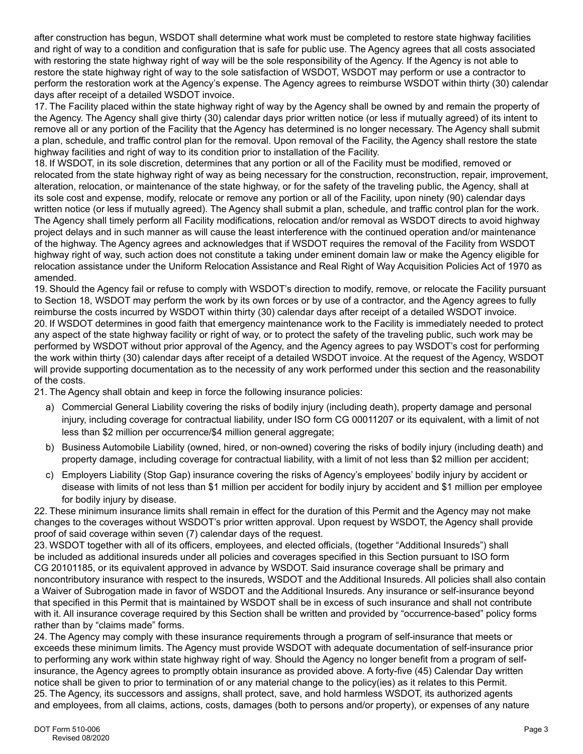after construction has begun, WSDOT shall determine what work must be completed to restore state highway facilities and right of way to a condition and configuration that is safe for public use. The Agency agrees that all costs associated with restoring the state highway right of way will be the sole responsibility of the Agency. If the Agency is not able to restore the state highway right of way to the sole satisfaction of WSDOT, WSDOT may perform or use a contractor to perform the restoration work at the Agency's expense. The Agency agrees to reimburse WSDOT within thirty (30) calendar days after receipt of a detailed WSDOT invoice.

17. The Facility placed within the state highway right of way by the Agency shall be owned by and remain the property of the Agency. The Agency shall give thirty (30) calendar days prior written notice (or less if mutually agreed) of its intent to remove all or any portion of the Facility that the Agency has determined is no longer necessary. The Agency shall submit a plan, schedule, and traffic control plan for the removal. Upon removal of the Facility, the Agency shall restore the state highway facilities and right of way to its condition prior to installation of the Facility.

18. If WSDOT, in its sole discretion, determines that any portion or all of the Facility must be modified, removed or relocated from the state highway right of way as being necessary for the construction, reconstruction, repair, improvement, alteration, relocation, or maintenance of the state highway, or for the safety of the traveling public, the Agency, shall at its sole cost and expense, modify, relocate or remove any portion or all of the Facility, upon ninety (90) calendar days written notice (or less if mutually agreed). The Agency shall submit a plan, schedule, and traffic control plan for the work. The Agency shall timely perform all Facility modifications, relocation and/or removal as WSDOT directs to avoid highway project delays and in such manner as will cause the least interference with the continued operation and/or maintenance of the highway. The Agency agrees and acknowledges that if WSDOT requires the removal of the Facility from WSDOT highway right of way, such action does not constitute a taking under eminent domain law or make the Agency eligible for relocation assistance under the Uniform Relocation Assistance and Real Right of Way Acquisition Policies Act of 1970 as amended.

19. Should the Agency fail or refuse to comply with WSDOT's direction to modify, remove, or relocate the Facility pursuant to Section 18, WSDOT may perform the work by its own forces or by use of a contractor, and the Agency agrees to fully reimburse the costs incurred by WSDOT within thirty (30) calendar days after receipt of a detailed WSDOT invoice.

20. If WSDOT determines in good faith that emergency maintenance work to the Facility is immediately needed to protect any aspect of the state highway facility or right of way, or to protect the safety of the traveling public, such work may be performed by WSDOT without prior approval of the Agency, and the Agency agrees to pay WSDOT's cost for performing the work within thirty (30) calendar days after receipt of a detailed WSDOT invoice. At the request of the Agency, WSDOT will provide supporting documentation as to the necessity of any work performed under this section and the reasonability of the costs.

21. The Agency shall obtain and keep in force the following insurance policies:

a) Commercial General Liability covering the risks of bodily injury (including death), property damage and personal injury, including coverage for contractual liability, under ISO form CG 00011207 or its equivalent, with a limit of not less than $2 million per occurrence/$4 million general aggregate;

b) Business Automobile Liability (owned, hired, or non-owned) covering the risks of bodily injury (including death) and property damage, including coverage for contractual liability, with a limit of not less than $2 million per accident;

c) Employers Liability (Stop Gap) insurance covering the risks of Agency's employees' bodily injury by accident or disease with limits of not less than $1 million per accident for bodily injury by accident and $1 million per employee for bodily injury by disease.

22. These minimum insurance limits shall remain in effect for the duration of this Permit and the Agency may not make changes to the coverages without WSDOT's prior written approval. Upon request by WSDOT, the Agency shall provide proof of said coverage within seven (7) calendar days of the request.

23. WSDOT together with all of its officers, employees, and elected officials, (together "Additional Insureds") shall be included as additional insureds under all policies and coverages specified in this Section pursuant to ISO form CG 20101185, or its equivalent approved in advance by WSDOT. Said insurance coverage shall be primary and noncontributory insurance with respect to the insureds, WSDOT and the Additional Insureds. All policies shall also contain a Waiver of Subrogation made in favor of WSDOT and the Additional Insureds. Any insurance or self-insurance beyond that specified in this Permit that is maintained by WSDOT shall be in excess of such insurance and shall not contribute with it. All insurance coverage required by this Section shall be written and provided by "occurrence-based" policy forms rather than by "claims made" forms.

24. The Agency may comply with these insurance requirements through a program of self-insurance that meets or exceeds these minimum limits. The Agency must provide WSDOT with adequate documentation of self-insurance prior to performing any work within state highway right of way. Should the Agency no longer benefit from a program of self-insurance, the Agency agrees to promptly obtain insurance as provided above. A forty-five (45) Calendar Day written notice shall be given to prior to termination of or any material change to the policy(ies) as it relates to this Permit.

25. The Agency, its successors and assigns, shall protect, save, and hold harmless WSDOT, its authorized agents and employees, from all claims, actions, costs, damages (both to persons and/or property), or expenses of any nature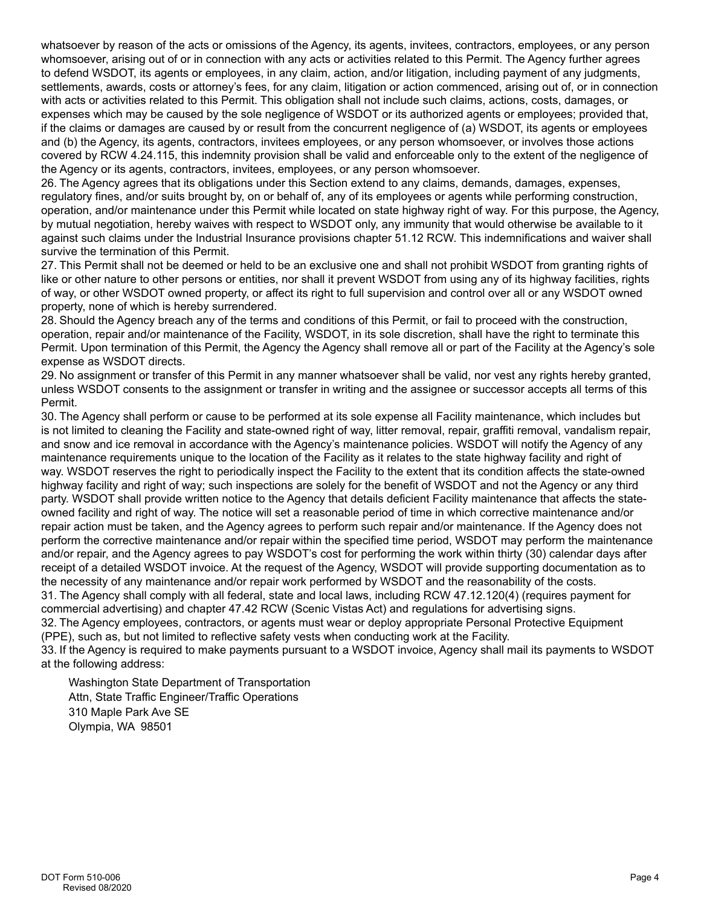whatsoever by reason of the acts or omissions of the Agency, its agents, invitees, contractors, employees, or any person whomsoever, arising out of or in connection with any acts or activities related to this Permit. The Agency further agrees to defend WSDOT, its agents or employees, in any claim, action, and/or litigation, including payment of any judgments, settlements, awards, costs or attorney's fees, for any claim, litigation or action commenced, arising out of, or in connection with acts or activities related to this Permit. This obligation shall not include such claims, actions, costs, damages, or expenses which may be caused by the sole negligence of WSDOT or its authorized agents or employees; provided that, if the claims or damages are caused by or result from the concurrent negligence of (a) WSDOT, its agents or employees and (b) the Agency, its agents, contractors, invitees employees, or any person whomsoever, or involves those actions covered by RCW 4.24.115, this indemnity provision shall be valid and enforceable only to the extent of the negligence of the Agency or its agents, contractors, invitees, employees, or any person whomsoever.

26. The Agency agrees that its obligations under this Section extend to any claims, demands, damages, expenses, regulatory fines, and/or suits brought by, on or behalf of, any of its employees or agents while performing construction, operation, and/or maintenance under this Permit while located on state highway right of way. For this purpose, the Agency, by mutual negotiation, hereby waives with respect to WSDOT only, any immunity that would otherwise be available to it against such claims under the Industrial Insurance provisions chapter 51.12 RCW. This indemnifications and waiver shall survive the termination of this Permit.

27. This Permit shall not be deemed or held to be an exclusive one and shall not prohibit WSDOT from granting rights of like or other nature to other persons or entities, nor shall it prevent WSDOT from using any of its highway facilities, rights of way, or other WSDOT owned property, or affect its right to full supervision and control over all or any WSDOT owned property, none of which is hereby surrendered.

28. Should the Agency breach any of the terms and conditions of this Permit, or fail to proceed with the construction, operation, repair and/or maintenance of the Facility, WSDOT, in its sole discretion, shall have the right to terminate this Permit. Upon termination of this Permit, the Agency the Agency shall remove all or part of the Facility at the Agency's sole expense as WSDOT directs.

29. No assignment or transfer of this Permit in any manner whatsoever shall be valid, nor vest any rights hereby granted, unless WSDOT consents to the assignment or transfer in writing and the assignee or successor accepts all terms of this Permit.

30. The Agency shall perform or cause to be performed at its sole expense all Facility maintenance, which includes but is not limited to cleaning the Facility and state-owned right of way, litter removal, repair, graffiti removal, vandalism repair, and snow and ice removal in accordance with the Agency's maintenance policies. WSDOT will notify the Agency of any maintenance requirements unique to the location of the Facility as it relates to the state highway facility and right of way. WSDOT reserves the right to periodically inspect the Facility to the extent that its condition affects the state-owned highway facility and right of way; such inspections are solely for the benefit of WSDOT and not the Agency or any third party. WSDOT shall provide written notice to the Agency that details deficient Facility maintenance that affects the state-owned facility and right of way. The notice will set a reasonable period of time in which corrective maintenance and/or repair action must be taken, and the Agency agrees to perform such repair and/or maintenance. If the Agency does not perform the corrective maintenance and/or repair within the specified time period, WSDOT may perform the maintenance and/or repair, and the Agency agrees to pay WSDOT's cost for performing the work within thirty (30) calendar days after receipt of a detailed WSDOT invoice. At the request of the Agency, WSDOT will provide supporting documentation as to the necessity of any maintenance and/or repair work performed by WSDOT and the reasonability of the costs.

31. The Agency shall comply with all federal, state and local laws, including RCW 47.12.120(4) (requires payment for commercial advertising) and chapter 47.42 RCW (Scenic Vistas Act) and regulations for advertising signs.

32. The Agency employees, contractors, or agents must wear or deploy appropriate Personal Protective Equipment (PPE), such as, but not limited to reflective safety vests when conducting work at the Facility.

33. If the Agency is required to make payments pursuant to a WSDOT invoice, Agency shall mail its payments to WSDOT at the following address:

Washington State Department of Transportation
Attn, State Traffic Engineer/Traffic Operations
310 Maple Park Ave SE
Olympia, WA 98501

DOT Form 510-006
Revised 08/2020